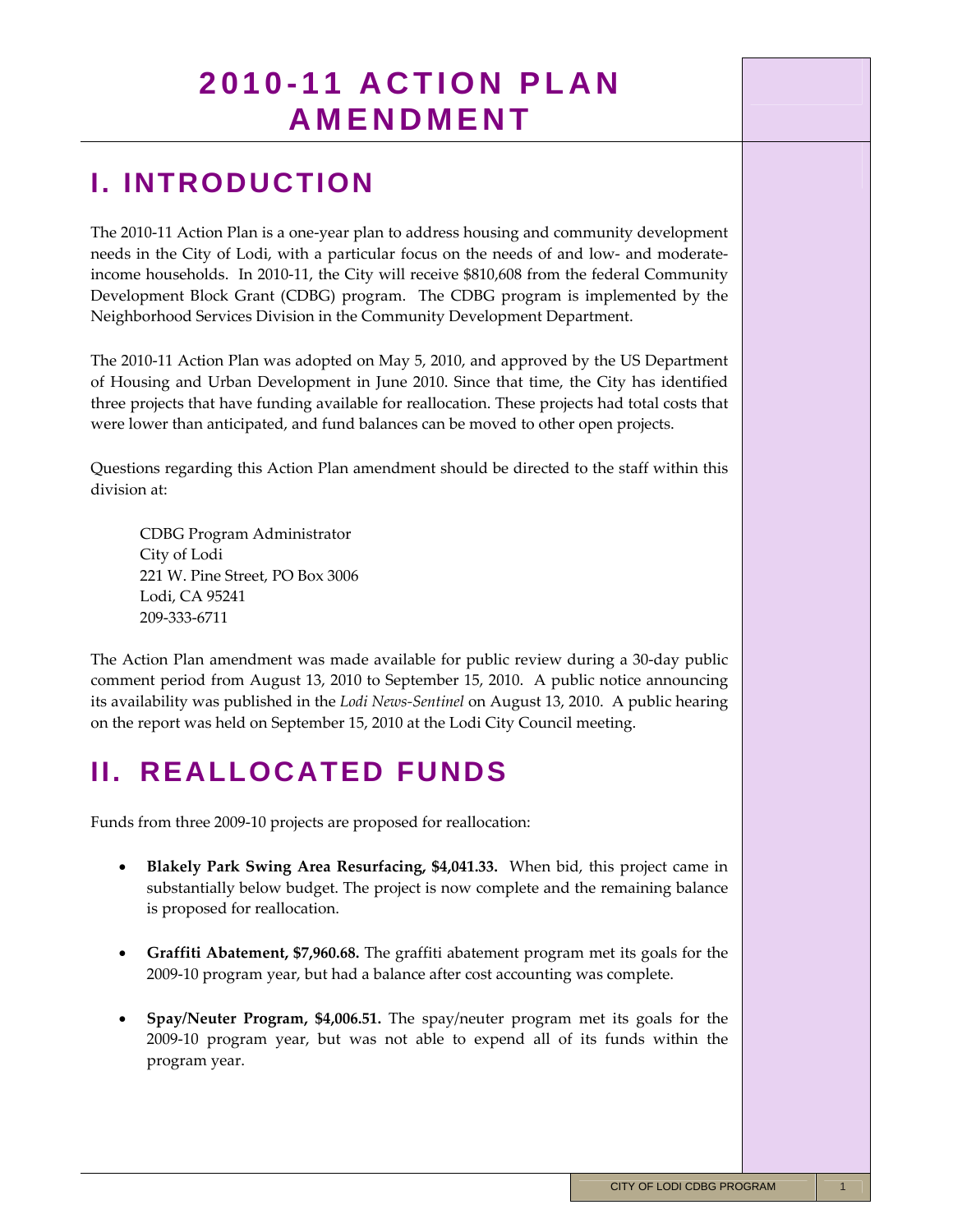# 2010-11 ACTION PLAN AMENDMENT

## I. INTRODUCTION

The 2010-11 Action Plan is a one-year plan to address housing and community development needs in the City of Lodi, with a particular focus on the needs of and low- and moderate-income households. In 2010-11, the City will receive $810,608 from the federal Community Development Block Grant (CDBG) program. The CDBG program is implemented by the Neighborhood Services Division in the Community Development Department.

The 2010-11 Action Plan was adopted on May 5, 2010, and approved by the US Department of Housing and Urban Development in June 2010. Since that time, the City has identified three projects that have funding available for reallocation. These projects had total costs that were lower than anticipated, and fund balances can be moved to other open projects.

Questions regarding this Action Plan amendment should be directed to the staff within this division at:

CDBG Program Administrator  
City of Lodi  
221 W. Pine Street, PO Box 3006  
Lodi, CA 95241  
209-333-6711

The Action Plan amendment was made available for public review during a 30-day public comment period from August 13, 2010 to September 15, 2010. A public notice announcing its availability was published in the *Lodi News-Sentinel* on August 13, 2010. A public hearing on the report was held on September 15, 2010 at the Lodi City Council meeting.

## II. REALLOCATED FUNDS

Funds from three 2009-10 projects are proposed for reallocation:

- **Blakely Park Swing Area Resurfacing, $4,041.33.** When bid, this project came in substantially below budget. The project is now complete and the remaining balance is proposed for reallocation.
- **Graffiti Abatement, $7,960.68.** The graffiti abatement program met its goals for the 2009-10 program year, but had a balance after cost accounting was complete.
- **Spay/Neuter Program, $4,006.51.** The spay/neuter program met its goals for the 2009-10 program year, but was not able to expend all of its funds within the program year.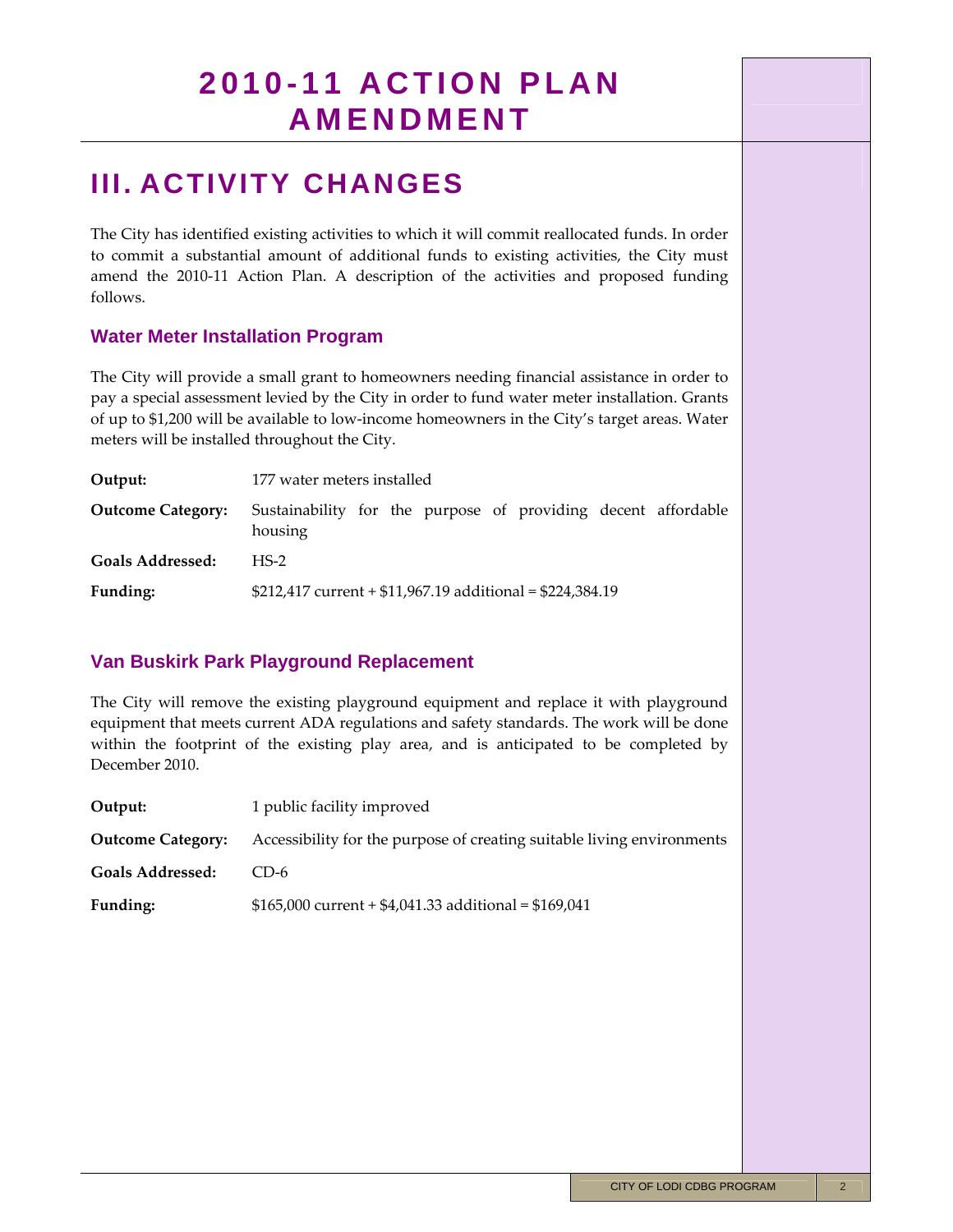# 2010-11 ACTION PLAN AMENDMENT

## III. ACTIVITY CHANGES

The City has identified existing activities to which it will commit reallocated funds. In order to commit a substantial amount of additional funds to existing activities, the City must amend the 2010-11 Action Plan. A description of the activities and proposed funding follows.

### Water Meter Installation Program

The City will provide a small grant to homeowners needing financial assistance in order to pay a special assessment levied by the City in order to fund water meter installation. Grants of up to $1,200 will be available to low-income homeowners in the City's target areas. Water meters will be installed throughout the City.

| | |
|---|---|
| **Output:** | 177 water meters installed |
| **Outcome Category:** | Sustainability for the purpose of providing decent affordable housing |
| **Goals Addressed:** | HS-2 |
| **Funding:** | $212,417 current + $11,967.19 additional = $224,384.19 |

### Van Buskirk Park Playground Replacement

The City will remove the existing playground equipment and replace it with playground equipment that meets current ADA regulations and safety standards. The work will be done within the footprint of the existing play area, and is anticipated to be completed by December 2010.

| | |
|---|---|
| **Output:** | 1 public facility improved |
| **Outcome Category:** | Accessibility for the purpose of creating suitable living environments |
| **Goals Addressed:** | CD-6 |
| **Funding:** | $165,000 current + $4,041.33 additional = $169,041 |